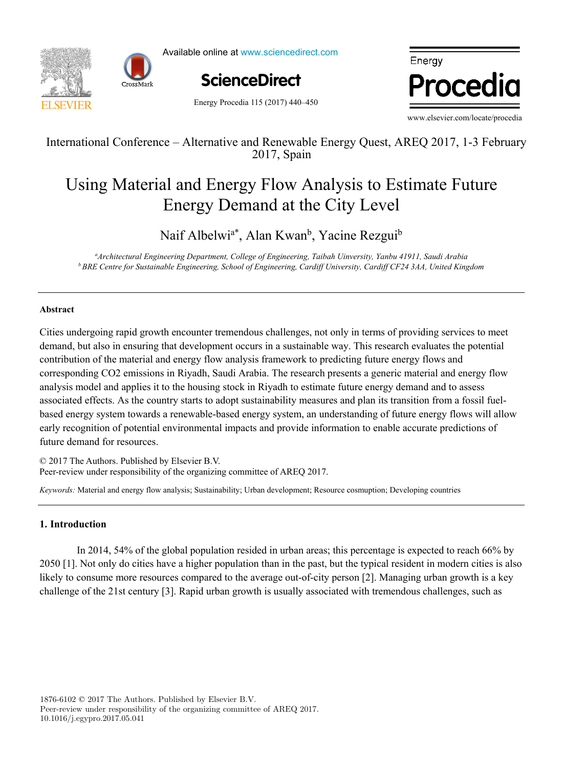International Conference – Alternative and Renewable Energy Quest, AREQ 2017, 1-3 February 2017, Spain

# Using Material and Energy Flow Analysis to Estimate Future Energy Demand at the City Level

Naif Albelwi[a*], Alan Kwan[b], Yacine Rezgui[b]

*[a]Architectural Engineering Department, College of Engineering, Taibah Uinversity, Yanbu 41911, Saudi Arabia*
*[b] BRE Centre for Sustainable Engineering, School of Engineering, Cardiff University, Cardiff CF24 3AA, United Kingdom*

---

**Abstract**

Cities undergoing rapid growth encounter tremendous challenges, not only in terms of providing services to meet demand, but also in ensuring that development occurs in a sustainable way. This research evaluates the potential contribution of the material and energy flow analysis framework to predicting future energy flows and corresponding CO2 emissions in Riyadh, Saudi Arabia. The research presents a generic material and energy flow analysis model and applies it to the housing stock in Riyadh to estimate future energy demand and to assess associated effects. As the country starts to adopt sustainability measures and plan its transition from a fossil fuel-based energy system towards a renewable-based energy system, an understanding of future energy flows will allow early recognition of potential environmental impacts and provide information to enable accurate predictions of future demand for resources.

© 2017 The Authors. Published by Elsevier B.V.
Peer-review under responsibility of the organizing committee of AREQ 2017.

*Keywords:* Material and energy flow analysis; Sustainability; Urban development; Resource cosmuption; Developing countries

---

## 1. Introduction

In 2014, 54% of the global population resided in urban areas; this percentage is expected to reach 66% by 2050 [1]. Not only do cities have a higher population than in the past, but the typical resident in modern cities is also likely to consume more resources compared to the average out-of-city person [2]. Managing urban growth is a key challenge of the 21st century [3]. Rapid urban growth is usually associated with tremendous challenges, such as

1876-6102 © 2017 The Authors. Published by Elsevier B.V.
Peer-review under responsibility of the organizing committee of AREQ 2017.
10.1016/j.egypro.2017.05.041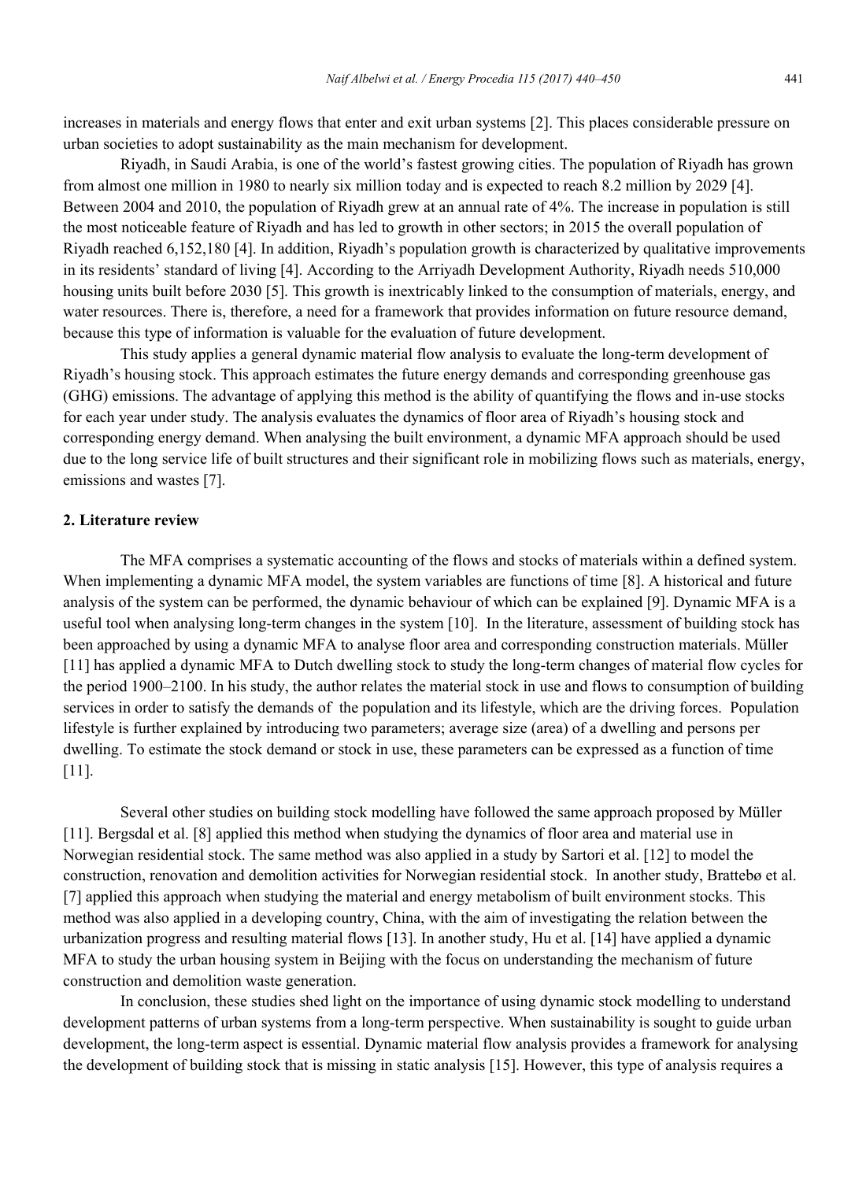increases in materials and energy flows that enter and exit urban systems [2]. This places considerable pressure on urban societies to adopt sustainability as the main mechanism for development.

Riyadh, in Saudi Arabia, is one of the world's fastest growing cities. The population of Riyadh has grown from almost one million in 1980 to nearly six million today and is expected to reach 8.2 million by 2029 [4]. Between 2004 and 2010, the population of Riyadh grew at an annual rate of 4%. The increase in population is still the most noticeable feature of Riyadh and has led to growth in other sectors; in 2015 the overall population of Riyadh reached 6,152,180 [4]. In addition, Riyadh's population growth is characterized by qualitative improvements in its residents' standard of living [4]. According to the Arriyadh Development Authority, Riyadh needs 510,000 housing units built before 2030 [5]. This growth is inextricably linked to the consumption of materials, energy, and water resources. There is, therefore, a need for a framework that provides information on future resource demand, because this type of information is valuable for the evaluation of future development.

This study applies a general dynamic material flow analysis to evaluate the long-term development of Riyadh's housing stock. This approach estimates the future energy demands and corresponding greenhouse gas (GHG) emissions. The advantage of applying this method is the ability of quantifying the flows and in-use stocks for each year under study. The analysis evaluates the dynamics of floor area of Riyadh's housing stock and corresponding energy demand. When analysing the built environment, a dynamic MFA approach should be used due to the long service life of built structures and their significant role in mobilizing flows such as materials, energy, emissions and wastes [7].

## 2. Literature review

The MFA comprises a systematic accounting of the flows and stocks of materials within a defined system. When implementing a dynamic MFA model, the system variables are functions of time [8]. A historical and future analysis of the system can be performed, the dynamic behaviour of which can be explained [9]. Dynamic MFA is a useful tool when analysing long-term changes in the system [10]. In the literature, assessment of building stock has been approached by using a dynamic MFA to analyse floor area and corresponding construction materials. Müller [11] has applied a dynamic MFA to Dutch dwelling stock to study the long-term changes of material flow cycles for the period 1900–2100. In his study, the author relates the material stock in use and flows to consumption of building services in order to satisfy the demands of the population and its lifestyle, which are the driving forces. Population lifestyle is further explained by introducing two parameters; average size (area) of a dwelling and persons per dwelling. To estimate the stock demand or stock in use, these parameters can be expressed as a function of time [11].

Several other studies on building stock modelling have followed the same approach proposed by Müller [11]. Bergsdal et al. [8] applied this method when studying the dynamics of floor area and material use in Norwegian residential stock. The same method was also applied in a study by Sartori et al. [12] to model the construction, renovation and demolition activities for Norwegian residential stock. In another study, Brattebø et al. [7] applied this approach when studying the material and energy metabolism of built environment stocks. This method was also applied in a developing country, China, with the aim of investigating the relation between the urbanization progress and resulting material flows [13]. In another study, Hu et al. [14] have applied a dynamic MFA to study the urban housing system in Beijing with the focus on understanding the mechanism of future construction and demolition waste generation.

In conclusion, these studies shed light on the importance of using dynamic stock modelling to understand development patterns of urban systems from a long-term perspective. When sustainability is sought to guide urban development, the long-term aspect is essential. Dynamic material flow analysis provides a framework for analysing the development of building stock that is missing in static analysis [15]. However, this type of analysis requires a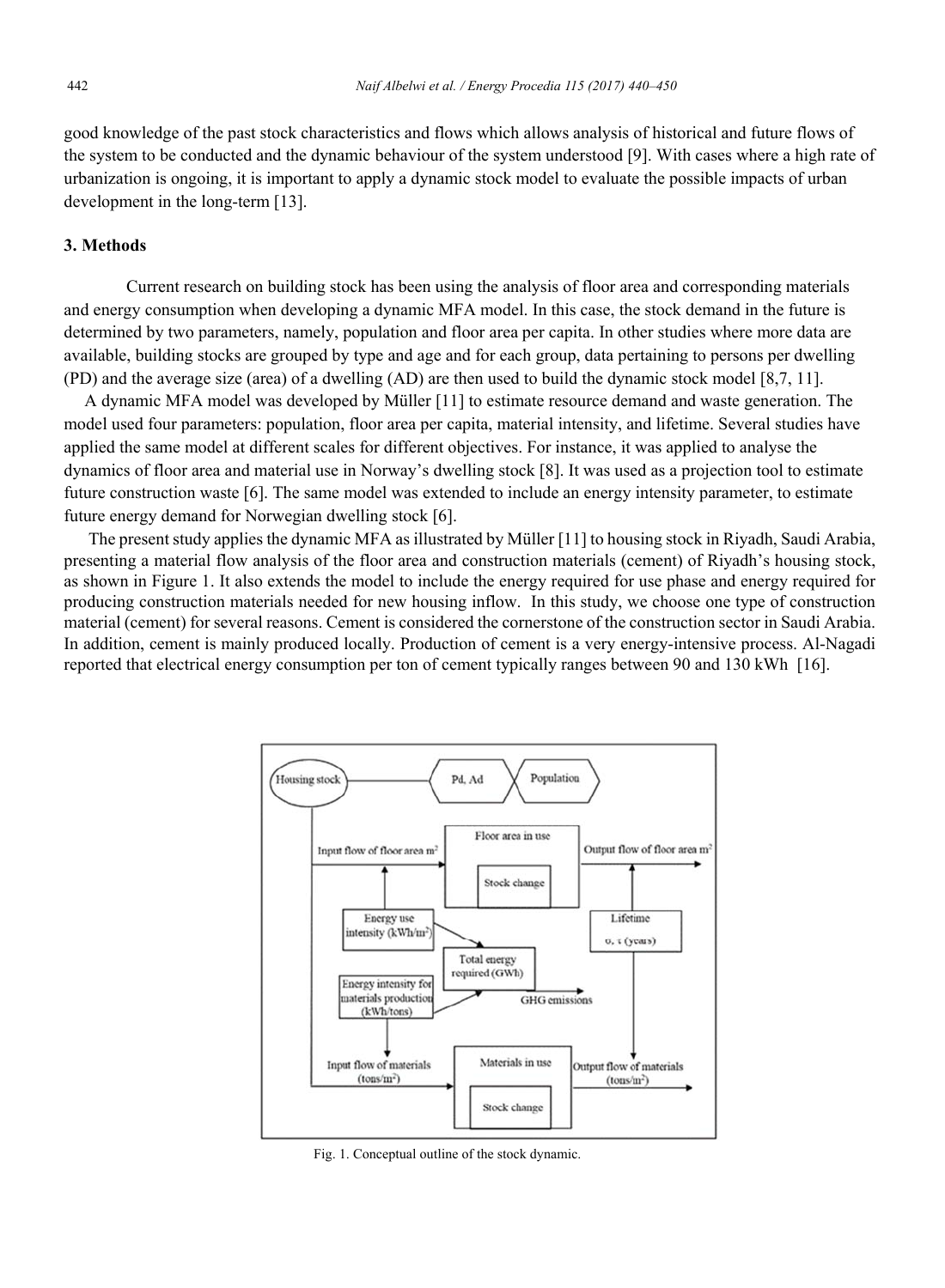good knowledge of the past stock characteristics and flows which allows analysis of historical and future flows of the system to be conducted and the dynamic behaviour of the system understood [9]. With cases where a high rate of urbanization is ongoing, it is important to apply a dynamic stock model to evaluate the possible impacts of urban development in the long-term [13].

## 3. Methods

Current research on building stock has been using the analysis of floor area and corresponding materials and energy consumption when developing a dynamic MFA model. In this case, the stock demand in the future is determined by two parameters, namely, population and floor area per capita. In other studies where more data are available, building stocks are grouped by type and age and for each group, data pertaining to persons per dwelling (PD) and the average size (area) of a dwelling (AD) are then used to build the dynamic stock model [8,7, 11].

A dynamic MFA model was developed by Müller [11] to estimate resource demand and waste generation. The model used four parameters: population, floor area per capita, material intensity, and lifetime. Several studies have applied the same model at different scales for different objectives. For instance, it was applied to analyse the dynamics of floor area and material use in Norway's dwelling stock [8]. It was used as a projection tool to estimate future construction waste [6]. The same model was extended to include an energy intensity parameter, to estimate future energy demand for Norwegian dwelling stock [6].

The present study applies the dynamic MFA as illustrated by Müller [11] to housing stock in Riyadh, Saudi Arabia, presenting a material flow analysis of the floor area and construction materials (cement) of Riyadh's housing stock, as shown in Figure 1. It also extends the model to include the energy required for use phase and energy required for producing construction materials needed for new housing inflow. In this study, we choose one type of construction material (cement) for several reasons. Cement is considered the cornerstone of the construction sector in Saudi Arabia. In addition, cement is mainly produced locally. Production of cement is a very energy-intensive process. Al-Nagadi reported that electrical energy consumption per ton of cement typically ranges between 90 and 130 kWh [16].

Fig. 1. Conceptual outline of the stock dynamic.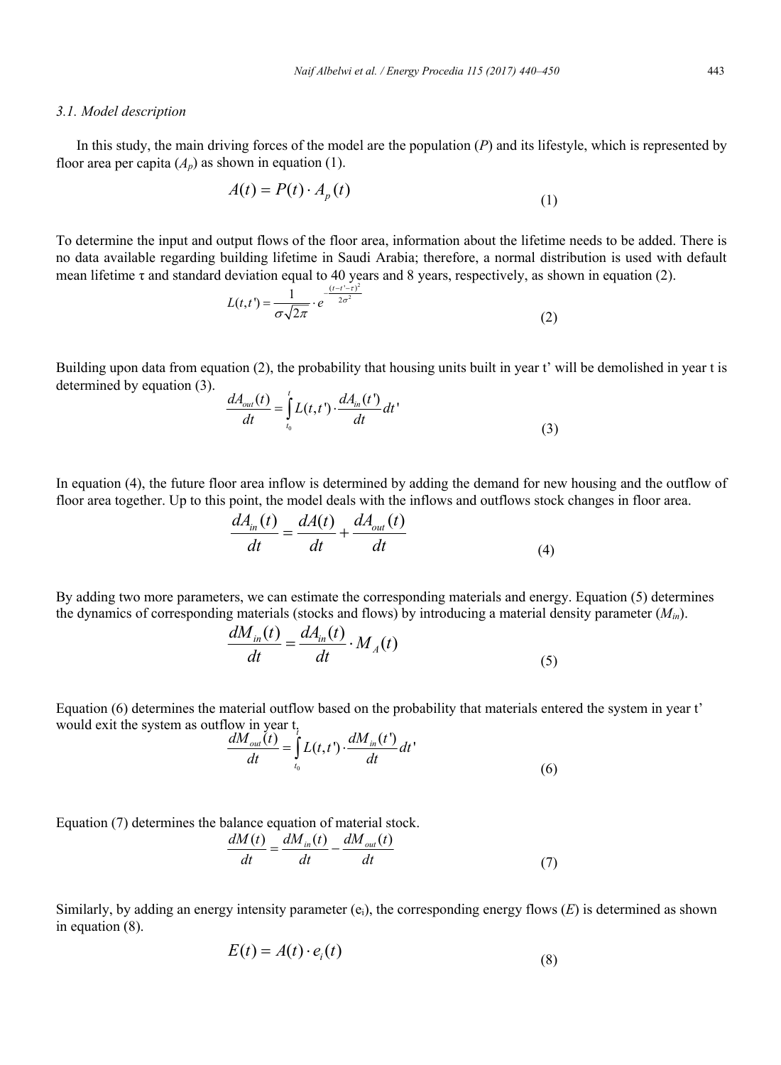### 3.1. Model description

In this study, the main driving forces of the model are the population ($P$) and its lifestyle, which is represented by floor area per capita ($A_p$) as shown in equation (1).

$$A(t) = P(t) \cdot A_p(t) \tag{1}$$

To determine the input and output flows of the floor area, information about the lifetime needs to be added. There is no data available regarding building lifetime in Saudi Arabia; therefore, a normal distribution is used with default mean lifetime τ and standard deviation equal to 40 years and 8 years, respectively, as shown in equation (2).

$$L(t,t') = \frac{1}{\sigma\sqrt{2\pi}} \cdot e^{-\frac{(t-t'-\tau)^2}{2\sigma^2}} \tag{2}$$

Building upon data from equation (2), the probability that housing units built in year t' will be demolished in year t is determined by equation (3).

$$\frac{dA_{out}(t)}{dt} = \int_{t_0}^{t} L(t,t') \cdot \frac{dA_{in}(t')}{dt} dt' \tag{3}$$

In equation (4), the future floor area inflow is determined by adding the demand for new housing and the outflow of floor area together. Up to this point, the model deals with the inflows and outflows stock changes in floor area.

$$\frac{dA_{in}(t)}{dt} = \frac{dA(t)}{dt} + \frac{dA_{out}(t)}{dt} \tag{4}$$

By adding two more parameters, we can estimate the corresponding materials and energy. Equation (5) determines the dynamics of corresponding materials (stocks and flows) by introducing a material density parameter ($M_{in}$).

$$\frac{dM_{in}(t)}{dt} = \frac{dA_{in}(t)}{dt} \cdot M_A(t) \tag{5}$$

Equation (6) determines the material outflow based on the probability that materials entered the system in year t' would exit the system as outflow in year t.

$$\frac{dM_{out}(t)}{dt} = \int_{t_0}^{t} L(t,t') \cdot \frac{dM_{in}(t')}{dt} dt' \tag{6}$$

Equation (7) determines the balance equation of material stock.

$$\frac{dM(t)}{dt} = \frac{dM_{in}(t)}{dt} - \frac{dM_{out}(t)}{dt} \tag{7}$$

Similarly, by adding an energy intensity parameter ($e_i$), the corresponding energy flows ($E$) is determined as shown in equation (8).

$$E(t) = A(t) \cdot e_i(t) \tag{8}$$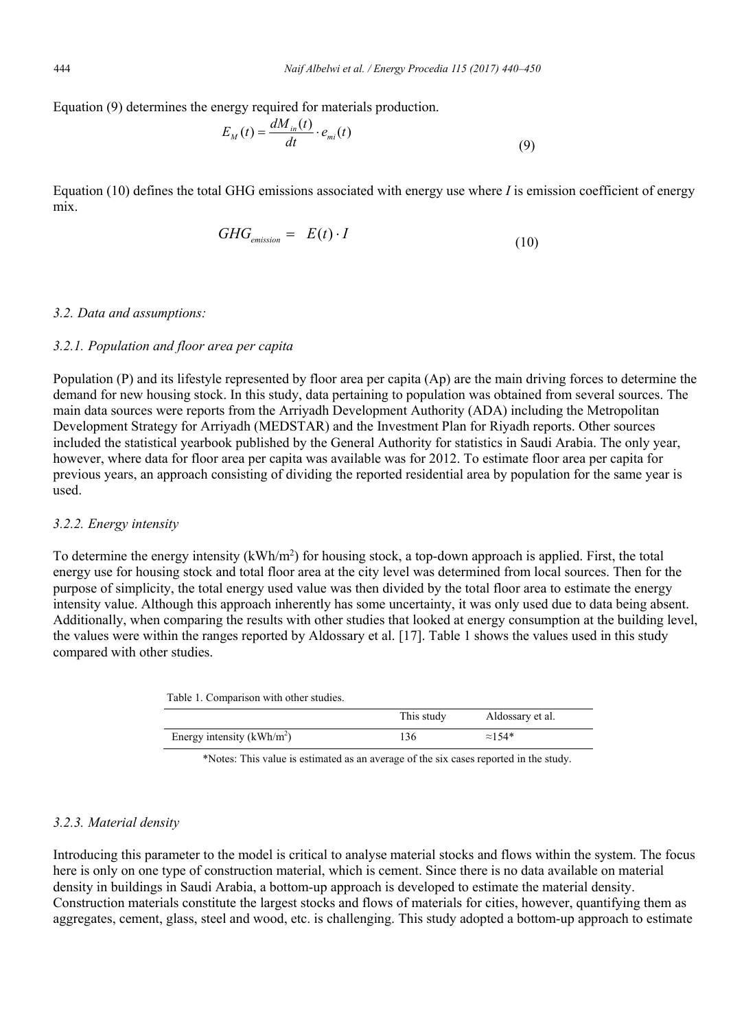Equation (9) determines the energy required for materials production.

$$E_M(t) = \frac{dM_{in}(t)}{dt} \cdot e_{mi}(t) \tag{9}$$

Equation (10) defines the total GHG emissions associated with energy use where $I$ is emission coefficient of energy mix.

$$GHG_{emission} = E(t) \cdot I \tag{10}$$

### *3.2. Data and assumptions:*

#### *3.2.1. Population and floor area per capita*

Population (P) and its lifestyle represented by floor area per capita (Ap) are the main driving forces to determine the demand for new housing stock. In this study, data pertaining to population was obtained from several sources. The main data sources were reports from the Arriyadh Development Authority (ADA) including the Metropolitan Development Strategy for Arriyadh (MEDSTAR) and the Investment Plan for Riyadh reports. Other sources included the statistical yearbook published by the General Authority for statistics in Saudi Arabia. The only year, however, where data for floor area per capita was available was for 2012. To estimate floor area per capita for previous years, an approach consisting of dividing the reported residential area by population for the same year is used.

#### *3.2.2. Energy intensity*

To determine the energy intensity (kWh/m$^2$) for housing stock, a top-down approach is applied. First, the total energy use for housing stock and total floor area at the city level was determined from local sources. Then for the purpose of simplicity, the total energy used value was then divided by the total floor area to estimate the energy intensity value. Although this approach inherently has some uncertainty, it was only used due to data being absent. Additionally, when comparing the results with other studies that looked at energy consumption at the building level, the values were within the ranges reported by Aldossary et al. [17]. Table 1 shows the values used in this study compared with other studies.

Table 1. Comparison with other studies.

| | This study | Aldossary et al. |
|---|---|---|
| Energy intensity (kWh/m$^2$) | 136 | ≈154* |

*Notes: This value is estimated as an average of the six cases reported in the study.

#### *3.2.3. Material density*

Introducing this parameter to the model is critical to analyse material stocks and flows within the system. The focus here is only on one type of construction material, which is cement. Since there is no data available on material density in buildings in Saudi Arabia, a bottom-up approach is developed to estimate the material density. Construction materials constitute the largest stocks and flows of materials for cities, however, quantifying them as aggregates, cement, glass, steel and wood, etc. is challenging. This study adopted a bottom-up approach to estimate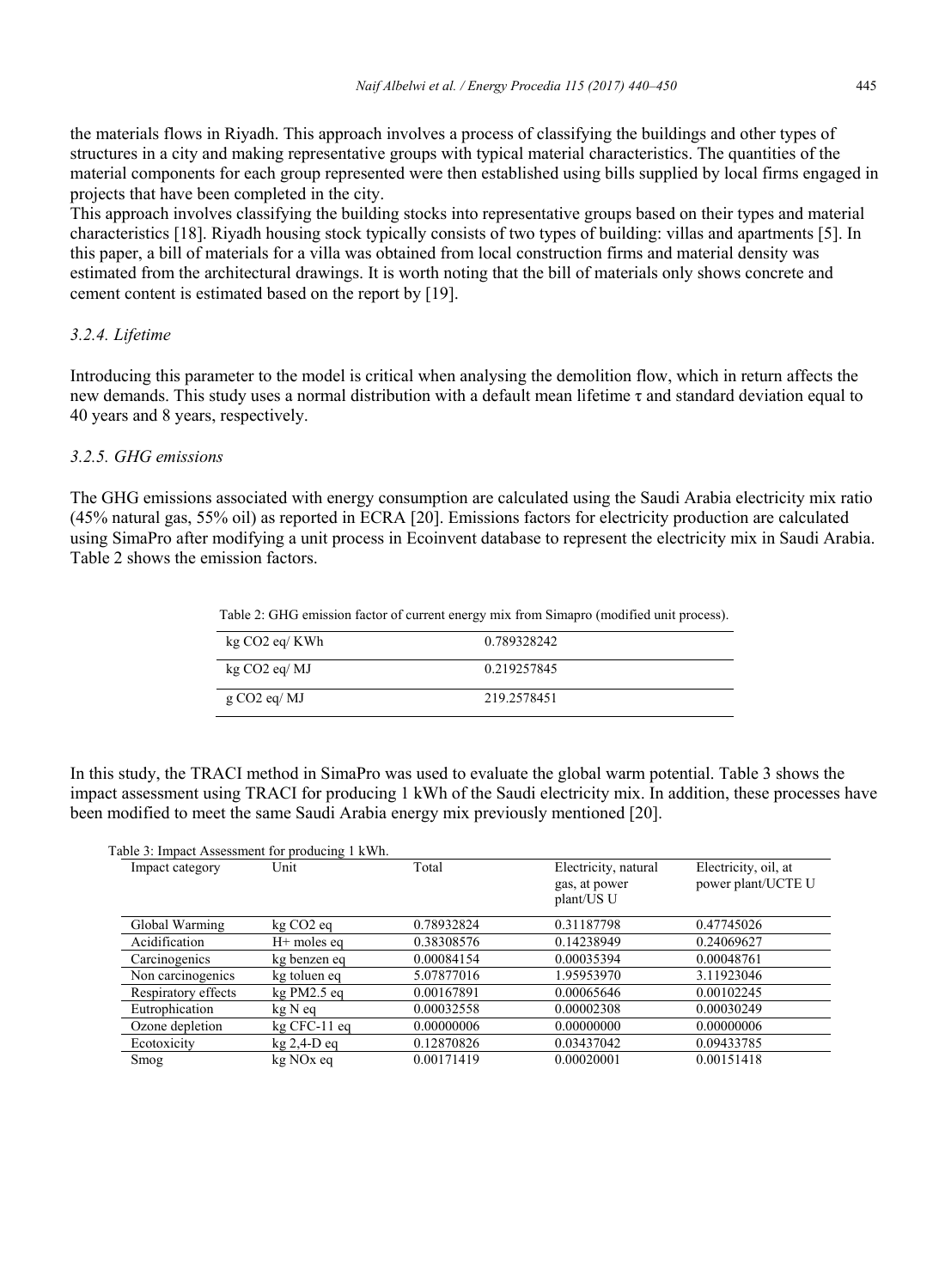the materials flows in Riyadh. This approach involves a process of classifying the buildings and other types of structures in a city and making representative groups with typical material characteristics. The quantities of the material components for each group represented were then established using bills supplied by local firms engaged in projects that have been completed in the city.
This approach involves classifying the building stocks into representative groups based on their types and material characteristics [18]. Riyadh housing stock typically consists of two types of building: villas and apartments [5]. In this paper, a bill of materials for a villa was obtained from local construction firms and material density was estimated from the architectural drawings. It is worth noting that the bill of materials only shows concrete and cement content is estimated based on the report by [19].

### *3.2.4. Lifetime*

Introducing this parameter to the model is critical when analysing the demolition flow, which in return affects the new demands. This study uses a normal distribution with a default mean lifetime $\tau$ and standard deviation equal to 40 years and 8 years, respectively.

### *3.2.5. GHG emissions*

The GHG emissions associated with energy consumption are calculated using the Saudi Arabia electricity mix ratio (45% natural gas, 55% oil) as reported in ECRA [20]. Emissions factors for electricity production are calculated using SimaPro after modifying a unit process in Ecoinvent database to represent the electricity mix in Saudi Arabia. Table 2 shows the emission factors.

Table 2: GHG emission factor of current energy mix from Simapro (modified unit process).

| | |
|---|---|
| kg $CO_2$ eq/ KWh | 0.789328242 |
| kg $CO_2$ eq/ MJ | 0.219257845 |
| g $CO_2$ eq/ MJ | 219.2578451 |

In this study, the TRACI method in SimaPro was used to evaluate the global warm potential. Table 3 shows the impact assessment using TRACI for producing 1 kWh of the Saudi electricity mix. In addition, these processes have been modified to meet the same Saudi Arabia energy mix previously mentioned [20].

Table 3: Impact Assessment for producing 1 kWh.

| Impact category | Unit | Total | Electricity, natural gas, at power plant/US U | Electricity, oil, at power plant/UCTE U |
|---|---|---|---|---|
| Global Warming | kg $CO_2$ eq | 0.78932824 | 0.31187798 | 0.47745026 |
| Acidification | H+ moles eq | 0.38308576 | 0.14238949 | 0.24069627 |
| Carcinogenics | kg benzen eq | 0.00084154 | 0.00035394 | 0.00048761 |
| Non carcinogenics | kg toluen eq | 5.07877016 | 1.95953970 | 3.11923046 |
| Respiratory effects | kg PM2.5 eq | 0.00167891 | 0.00065646 | 0.00102245 |
| Eutrophication | kg N eq | 0.00032558 | 0.00002308 | 0.00030249 |
| Ozone depletion | kg CFC-11 eq | 0.00000006 | 0.00000000 | 0.00000006 |
| Ecotoxicity | kg 2,4-D eq | 0.12870826 | 0.03437042 | 0.09433785 |
| Smog | kg NOx eq | 0.00171419 | 0.00020001 | 0.00151418 |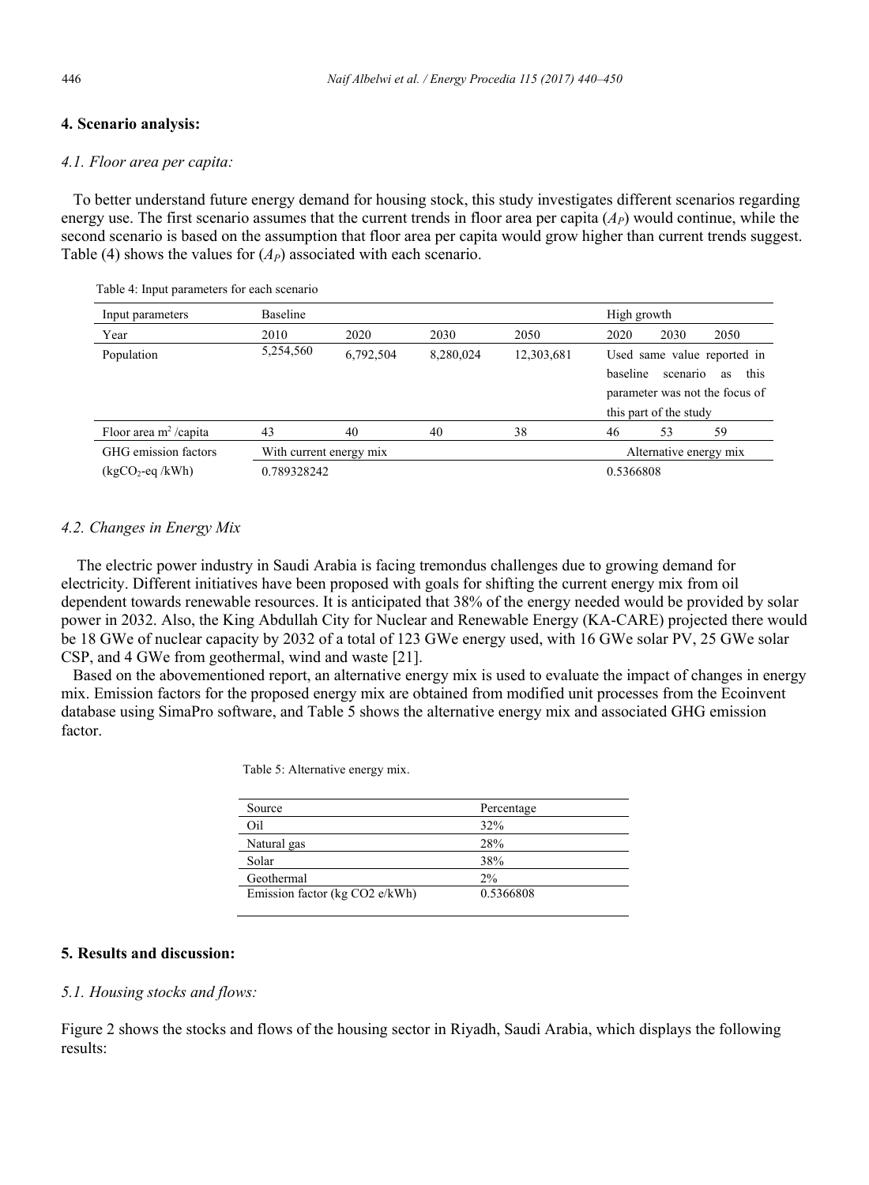## 4. Scenario analysis:

### *4.1. Floor area per capita:*

To better understand future energy demand for housing stock, this study investigates different scenarios regarding energy use. The first scenario assumes that the current trends in floor area per capita ($A_P$) would continue, while the second scenario is based on the assumption that floor area per capita would grow higher than current trends suggest. Table (4) shows the values for ($A_P$) associated with each scenario.

Table 4: Input parameters for each scenario

| Input parameters | Baseline | | | | High growth | | |
|---|---|---|---|---|---|---|---|
| Year | 2010 | 2020 | 2030 | 2050 | 2020 | 2030 | 2050 |
| Population | 5,254,560 | 6,792,504 | 8,280,024 | 12,303,681 | Used same value reported in baseline scenario as this parameter was not the focus of this part of the study | | |
| Floor area $m^2$ /capita | 43 | 40 | 40 | 38 | 46 | 53 | 59 |
| GHG emission factors ($kgCO_2$-eq /kWh) | With current energy mix | | | | Alternative energy mix | | |
| | 0.789328242 | | | | 0.5366808 | | |

### *4.2. Changes in Energy Mix*

The electric power industry in Saudi Arabia is facing tremondus challenges due to growing demand for electricity. Different initiatives have been proposed with goals for shifting the current energy mix from oil dependent towards renewable resources. It is anticipated that 38% of the energy needed would be provided by solar power in 2032. Also, the King Abdullah City for Nuclear and Renewable Energy (KA-CARE) projected there would be 18 GWe of nuclear capacity by 2032 of a total of 123 GWe energy used, with 16 GWe solar PV, 25 GWe solar CSP, and 4 GWe from geothermal, wind and waste [21].

Based on the abovementioned report, an alternative energy mix is used to evaluate the impact of changes in energy mix. Emission factors for the proposed energy mix are obtained from modified unit processes from the Ecoinvent database using SimaPro software, and Table 5 shows the alternative energy mix and associated GHG emission factor.

Table 5: Alternative energy mix.

| Source | Percentage |
|---|---|
| Oil | 32% |
| Natural gas | 28% |
| Solar | 38% |
| Geothermal | 2% |
| Emission factor (kg CO2 e/kWh) | 0.5366808 |

## 5. Results and discussion:

### *5.1. Housing stocks and flows:*

Figure 2 shows the stocks and flows of the housing sector in Riyadh, Saudi Arabia, which displays the following results: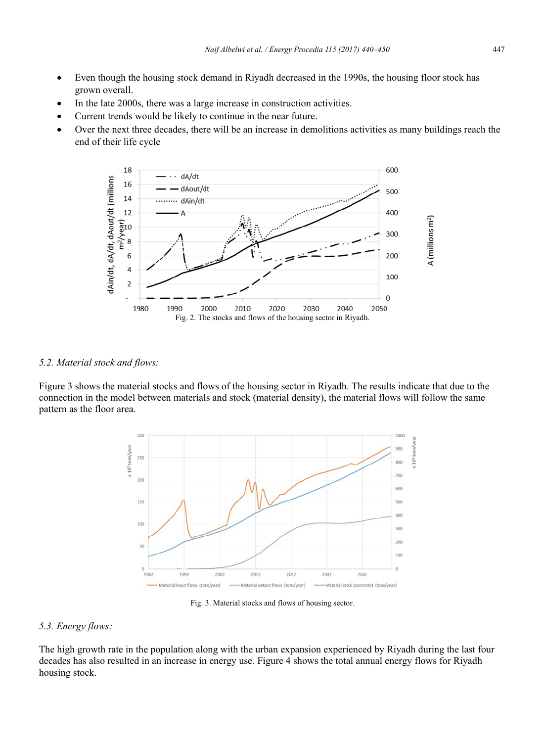- Even though the housing stock demand in Riyadh decreased in the 1990s, the housing floor stock has grown overall.
- In the late 2000s, there was a large increase in construction activities.
- Current trends would be likely to continue in the near future.
- Over the next three decades, there will be an increase in demolitions activities as many buildings reach the end of their life cycle

Fig. 2. The stocks and flows of the housing sector in Riyadh.

### *5.2. Material stock and flows:*

Figure 3 shows the material stocks and flows of the housing sector in Riyadh. The results indicate that due to the connection in the model between materials and stock (material density), the material flows will follow the same pattern as the floor area.

Fig. 3. Material stocks and flows of housing sector.

### *5.3. Energy flows:*

The high growth rate in the population along with the urban expansion experienced by Riyadh during the last four decades has also resulted in an increase in energy use. Figure 4 shows the total annual energy flows for Riyadh housing stock.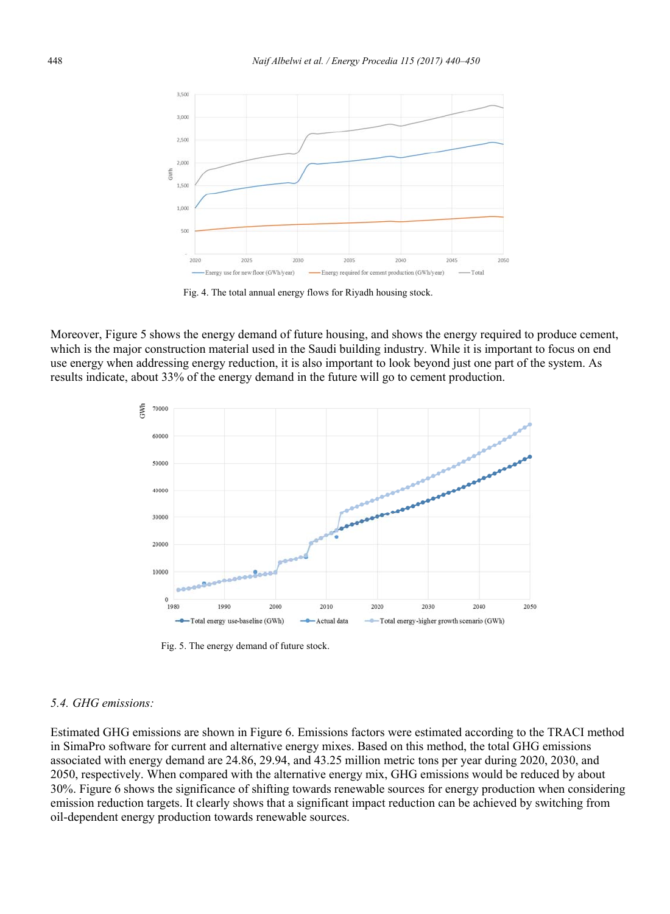Fig. 4. The total annual energy flows for Riyadh housing stock.

Moreover, Figure 5 shows the energy demand of future housing, and shows the energy required to produce cement, which is the major construction material used in the Saudi building industry. While it is important to focus on end use energy when addressing energy reduction, it is also important to look beyond just one part of the system. As results indicate, about 33% of the energy demand in the future will go to cement production.

Fig. 5. The energy demand of future stock.

### 5.4. GHG emissions:

Estimated GHG emissions are shown in Figure 6. Emissions factors were estimated according to the TRACI method in SimaPro software for current and alternative energy mixes. Based on this method, the total GHG emissions associated with energy demand are 24.86, 29.94, and 43.25 million metric tons per year during 2020, 2030, and 2050, respectively. When compared with the alternative energy mix, GHG emissions would be reduced by about 30%. Figure 6 shows the significance of shifting towards renewable sources for energy production when considering emission reduction targets. It clearly shows that a significant impact reduction can be achieved by switching from oil-dependent energy production towards renewable sources.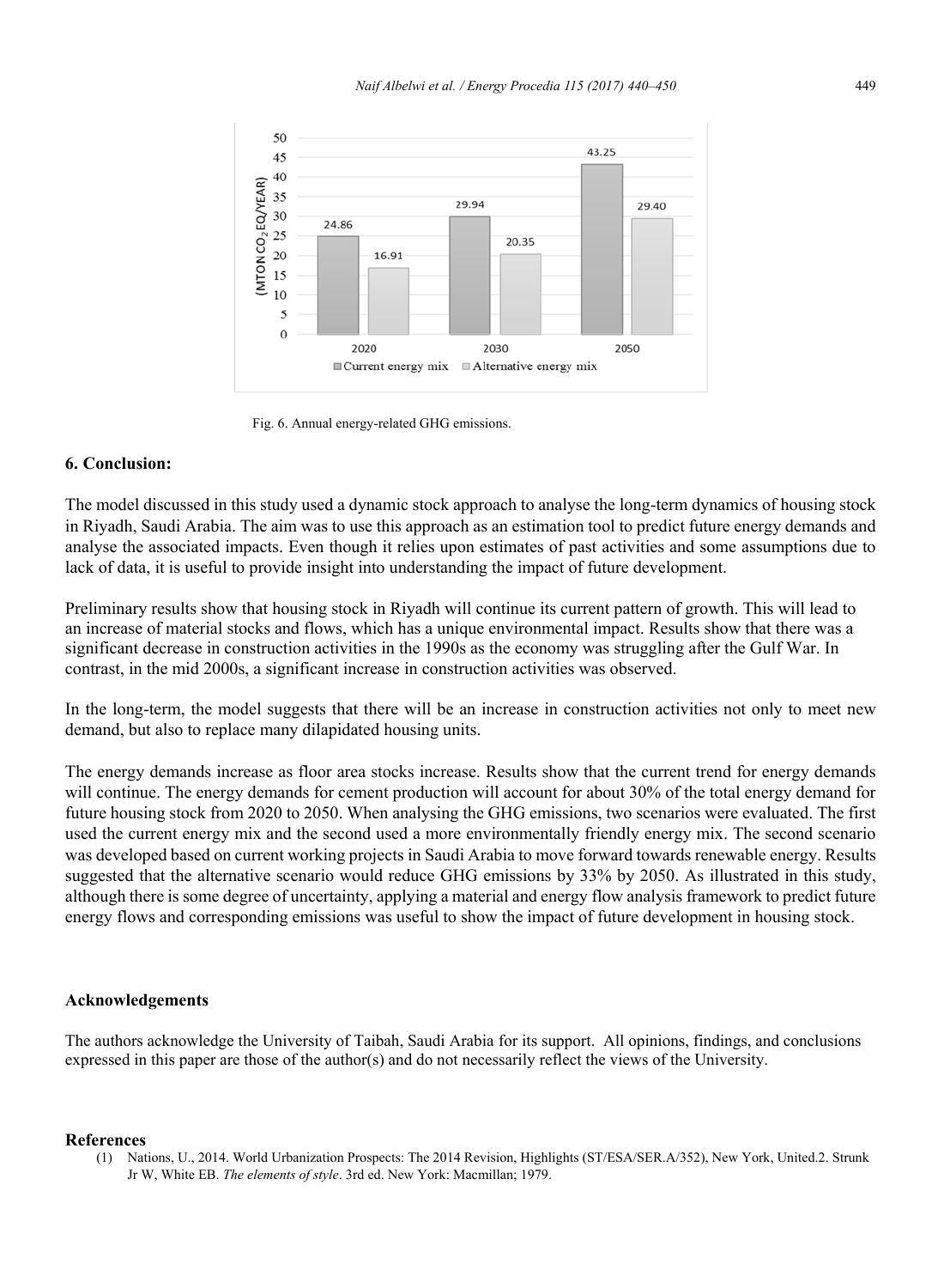50
45
40
35
30
25
20
15
10
5
0

(MTON $CO_2$ EQ/YEAR)

24.86
16.91
29.94
20.35
43.25
29.40

2020
2030
2050

Current energy mix
Alternative energy mix

Fig. 6. Annual energy-related GHG emissions.

## 6. Conclusion:

The model discussed in this study used a dynamic stock approach to analyse the long-term dynamics of housing stock in Riyadh, Saudi Arabia. The aim was to use this approach as an estimation tool to predict future energy demands and analyse the associated impacts. Even though it relies upon estimates of past activities and some assumptions due to lack of data, it is useful to provide insight into understanding the impact of future development.

Preliminary results show that housing stock in Riyadh will continue its current pattern of growth. This will lead to an increase of material stocks and flows, which has a unique environmental impact. Results show that there was a significant decrease in construction activities in the 1990s as the economy was struggling after the Gulf War. In contrast, in the mid 2000s, a significant increase in construction activities was observed.

In the long-term, the model suggests that there will be an increase in construction activities not only to meet new demand, but also to replace many dilapidated housing units.

The energy demands increase as floor area stocks increase. Results show that the current trend for energy demands will continue. The energy demands for cement production will account for about 30% of the total energy demand for future housing stock from 2020 to 2050. When analysing the GHG emissions, two scenarios were evaluated. The first used the current energy mix and the second used a more environmentally friendly energy mix. The second scenario was developed based on current working projects in Saudi Arabia to move forward towards renewable energy. Results suggested that the alternative scenario would reduce GHG emissions by 33% by 2050. As illustrated in this study, although there is some degree of uncertainty, applying a material and energy flow analysis framework to predict future energy flows and corresponding emissions was useful to show the impact of future development in housing stock.

### Acknowledgements

The authors acknowledge the University of Taibah, Saudi Arabia for its support. All opinions, findings, and conclusions expressed in this paper are those of the author(s) and do not necessarily reflect the views of the University.

### References

(1) Nations, U., 2014. World Urbanization Prospects: The 2014 Revision, Highlights (ST/ESA/SER.A/352), New York, United.2. Strunk Jr W, White EB. *The elements of style*. 3rd ed. New York: Macmillan; 1979.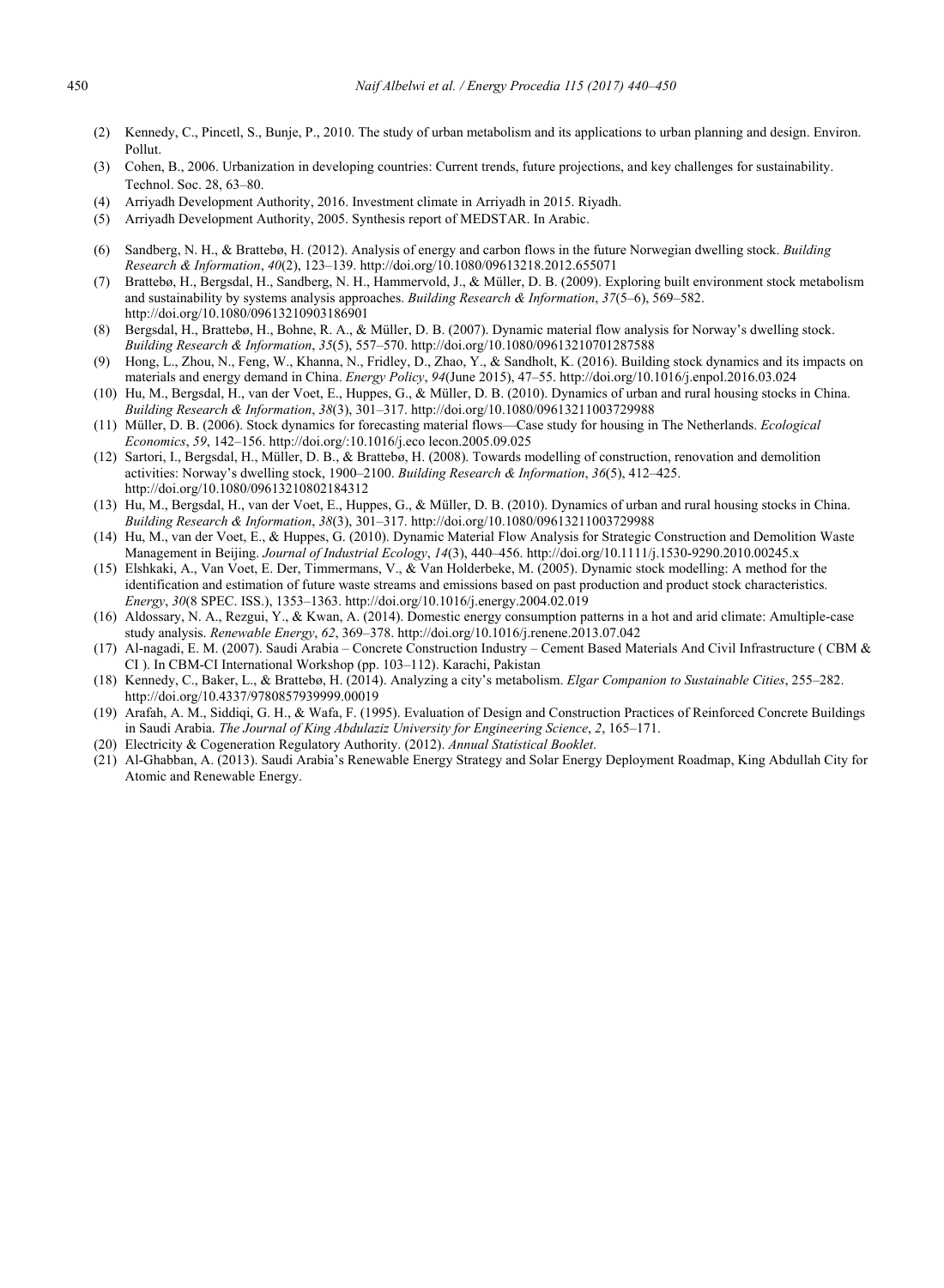(2) Kennedy, C., Pincetl, S., Bunje, P., 2010. The study of urban metabolism and its applications to urban planning and design. Environ. Pollut.

(3) Cohen, B., 2006. Urbanization in developing countries: Current trends, future projections, and key challenges for sustainability. Technol. Soc. 28, 63–80.

(4) Arriyadh Development Authority, 2016. Investment climate in Arriyadh in 2015. Riyadh.

(5) Arriyadh Development Authority, 2005. Synthesis report of MEDSTAR. In Arabic.

(6) Sandberg, N. H., & Brattebø, H. (2012). Analysis of energy and carbon flows in the future Norwegian dwelling stock. *Building Research & Information*, *40*(2), 123–139. http://doi.org/10.1080/09613218.2012.655071

(7) Brattebø, H., Bergsdal, H., Sandberg, N. H., Hammervold, J., & Müller, D. B. (2009). Exploring built environment stock metabolism and sustainability by systems analysis approaches. *Building Research & Information*, *37*(5–6), 569–582. http://doi.org/10.1080/09613210903186901

(8) Bergsdal, H., Brattebø, H., Bohne, R. A., & Müller, D. B. (2007). Dynamic material flow analysis for Norway's dwelling stock. *Building Research & Information*, *35*(5), 557–570. http://doi.org/10.1080/09613210701287588

(9) Hong, L., Zhou, N., Feng, W., Khanna, N., Fridley, D., Zhao, Y., & Sandholt, K. (2016). Building stock dynamics and its impacts on materials and energy demand in China. *Energy Policy*, *94*(June 2015), 47–55. http://doi.org/10.1016/j.enpol.2016.03.024

(10) Hu, M., Bergsdal, H., van der Voet, E., Huppes, G., & Müller, D. B. (2010). Dynamics of urban and rural housing stocks in China. *Building Research & Information*, *38*(3), 301–317. http://doi.org/10.1080/09613211003729988

(11) Müller, D. B. (2006). Stock dynamics for forecasting material flows—Case study for housing in The Netherlands. *Ecological Economics*, *59*, 142–156. http://doi.org/:10.1016/j.eco lecon.2005.09.025

(12) Sartori, I., Bergsdal, H., Müller, D. B., & Brattebø, H. (2008). Towards modelling of construction, renovation and demolition activities: Norway's dwelling stock, 1900–2100. *Building Research & Information*, *36*(5), 412–425. http://doi.org/10.1080/09613210802184312

(13) Hu, M., Bergsdal, H., van der Voet, E., Huppes, G., & Müller, D. B. (2010). Dynamics of urban and rural housing stocks in China. *Building Research & Information*, *38*(3), 301–317. http://doi.org/10.1080/09613211003729988

(14) Hu, M., van der Voet, E., & Huppes, G. (2010). Dynamic Material Flow Analysis for Strategic Construction and Demolition Waste Management in Beijing. *Journal of Industrial Ecology*, *14*(3), 440–456. http://doi.org/10.1111/j.1530-9290.2010.00245.x

(15) Elshkaki, A., Van Voet, E. Der, Timmermans, V., & Van Holderbeke, M. (2005). Dynamic stock modelling: A method for the identification and estimation of future waste streams and emissions based on past production and product stock characteristics. *Energy*, *30*(8 SPEC. ISS.), 1353–1363. http://doi.org/10.1016/j.energy.2004.02.019

(16) Aldossary, N. A., Rezgui, Y., & Kwan, A. (2014). Domestic energy consumption patterns in a hot and arid climate: Amultiple-case study analysis. *Renewable Energy*, *62*, 369–378. http://doi.org/10.1016/j.renene.2013.07.042

(17) Al-nagadi, E. M. (2007). Saudi Arabia – Concrete Construction Industry – Cement Based Materials And Civil Infrastructure ( CBM & CI ). In CBM-CI International Workshop (pp. 103–112). Karachi, Pakistan

(18) Kennedy, C., Baker, L., & Brattebø, H. (2014). Analyzing a city's metabolism. *Elgar Companion to Sustainable Cities*, 255–282. http://doi.org/10.4337/9780857939999.00019

(19) Arafah, A. M., Siddiqi, G. H., & Wafa, F. (1995). Evaluation of Design and Construction Practices of Reinforced Concrete Buildings in Saudi Arabia. *The Journal of King Abdulaziz University for Engineering Science*, *2*, 165–171.

(20) Electricity & Cogeneration Regulatory Authority. (2012). *Annual Statistical Booklet*.

(21) Al-Ghabban, A. (2013). Saudi Arabia's Renewable Energy Strategy and Solar Energy Deployment Roadmap, King Abdullah City for Atomic and Renewable Energy.